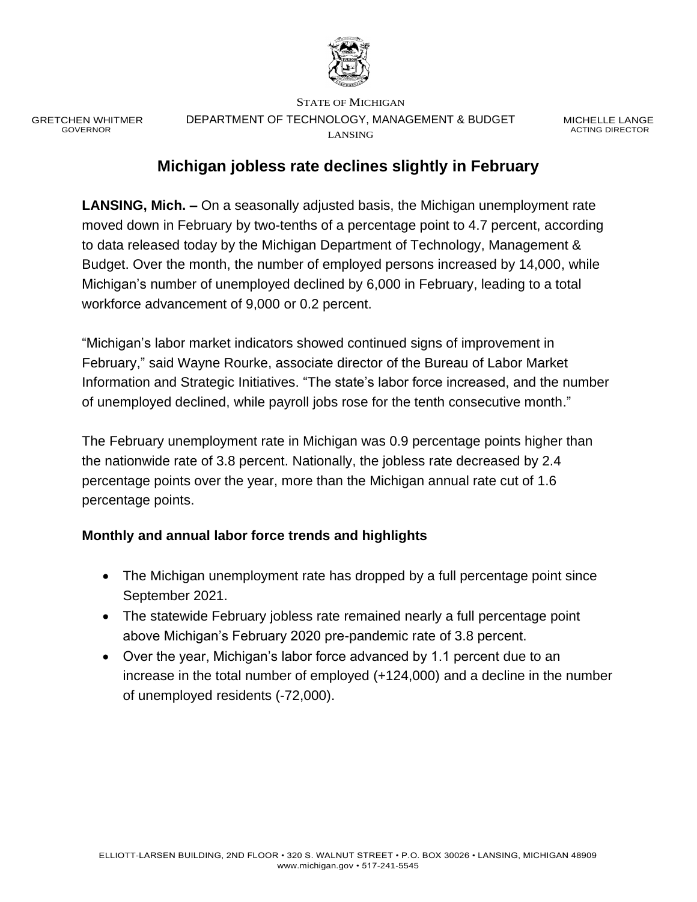STATE OF MICHIGAN

GRETCHEN WHITMER
GOVERNOR

DEPARTMENT OF TECHNOLOGY, MANAGEMENT & BUDGET
LANSING

MICHELLE LANGE
ACTING DIRECTOR

# Michigan jobless rate declines slightly in February

**LANSING, Mich. –** On a seasonally adjusted basis, the Michigan unemployment rate moved down in February by two-tenths of a percentage point to 4.7 percent, according to data released today by the Michigan Department of Technology, Management & Budget. Over the month, the number of employed persons increased by 14,000, while Michigan's number of unemployed declined by 6,000 in February, leading to a total workforce advancement of 9,000 or 0.2 percent.

"Michigan's labor market indicators showed continued signs of improvement in February," said Wayne Rourke, associate director of the Bureau of Labor Market Information and Strategic Initiatives. "The state's labor force increased, and the number of unemployed declined, while payroll jobs rose for the tenth consecutive month."

The February unemployment rate in Michigan was 0.9 percentage points higher than the nationwide rate of 3.8 percent. Nationally, the jobless rate decreased by 2.4 percentage points over the year, more than the Michigan annual rate cut of 1.6 percentage points.

### Monthly and annual labor force trends and highlights

- The Michigan unemployment rate has dropped by a full percentage point since September 2021.
- The statewide February jobless rate remained nearly a full percentage point above Michigan's February 2020 pre-pandemic rate of 3.8 percent.
- Over the year, Michigan's labor force advanced by 1.1 percent due to an increase in the total number of employed (+124,000) and a decline in the number of unemployed residents (-72,000).

ELLIOTT-LARSEN BUILDING, 2ND FLOOR • 320 S. WALNUT STREET • P.O. BOX 30026 • LANSING, MICHIGAN 48909
www.michigan.gov • 517-241-5545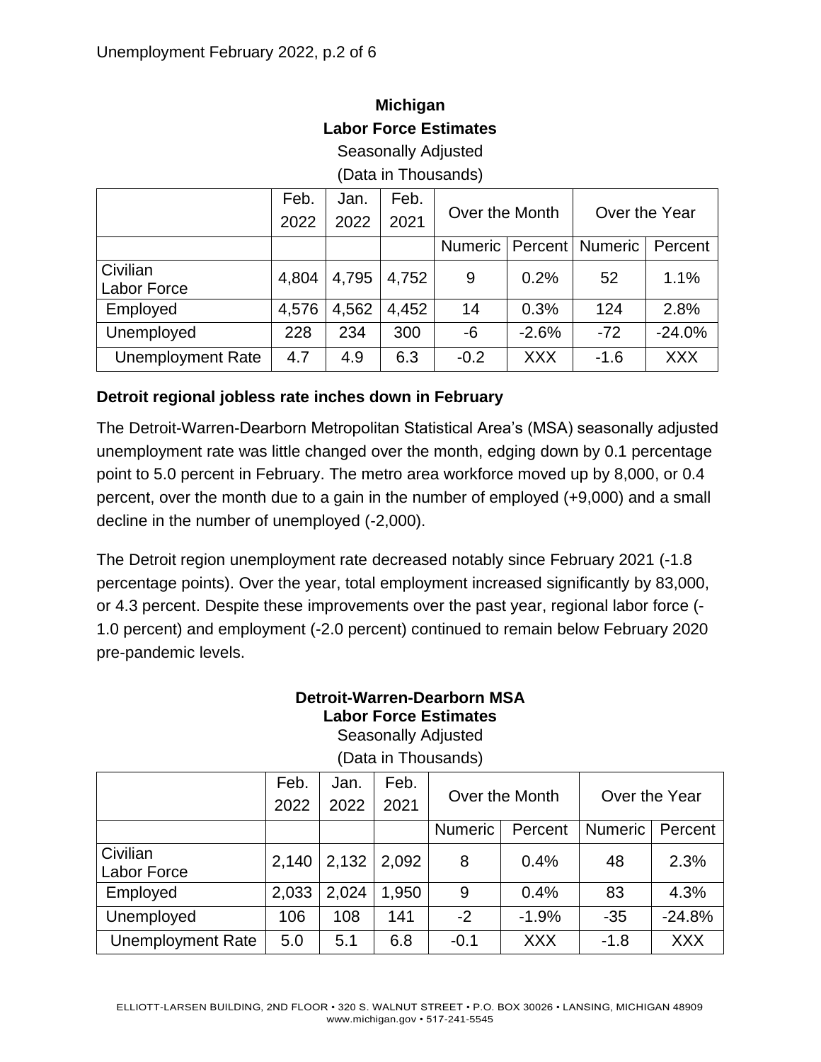**Michigan**
**Labor Force Estimates**
Seasonally Adjusted
(Data in Thousands)

| | Feb. 2022 | Jan. 2022 | Feb. 2021 | Over the Month | | Over the Year | |
|---|---|---|---|---|---|---|---|
| | | | | Numeric | Percent | Numeric | Percent |
| Civilian Labor Force | 4,804 | 4,795 | 4,752 | 9 | 0.2% | 52 | 1.1% |
| Employed | 4,576 | 4,562 | 4,452 | 14 | 0.3% | 124 | 2.8% |
| Unemployed | 228 | 234 | 300 | -6 | -2.6% | -72 | -24.0% |
| Unemployment Rate | 4.7 | 4.9 | 6.3 | -0.2 | XXX | -1.6 | XXX |

**Detroit regional jobless rate inches down in February**

The Detroit-Warren-Dearborn Metropolitan Statistical Area's (MSA) seasonally adjusted unemployment rate was little changed over the month, edging down by 0.1 percentage point to 5.0 percent in February. The metro area workforce moved up by 8,000, or 0.4 percent, over the month due to a gain in the number of employed (+9,000) and a small decline in the number of unemployed (-2,000).

The Detroit region unemployment rate decreased notably since February 2021 (-1.8 percentage points). Over the year, total employment increased significantly by 83,000, or 4.3 percent. Despite these improvements over the past year, regional labor force (-1.0 percent) and employment (-2.0 percent) continued to remain below February 2020 pre-pandemic levels.

**Detroit-Warren-Dearborn MSA**
**Labor Force Estimates**
Seasonally Adjusted
(Data in Thousands)

| | Feb. 2022 | Jan. 2022 | Feb. 2021 | Over the Month | | Over the Year | |
|---|---|---|---|---|---|---|---|
| | | | | Numeric | Percent | Numeric | Percent |
| Civilian Labor Force | 2,140 | 2,132 | 2,092 | 8 | 0.4% | 48 | 2.3% |
| Employed | 2,033 | 2,024 | 1,950 | 9 | 0.4% | 83 | 4.3% |
| Unemployed | 106 | 108 | 141 | -2 | -1.9% | -35 | -24.8% |
| Unemployment Rate | 5.0 | 5.1 | 6.8 | -0.1 | XXX | -1.8 | XXX |

ELLIOTT-LARSEN BUILDING, 2ND FLOOR • 320 S. WALNUT STREET • P.O. BOX 30026 • LANSING, MICHIGAN 48909
www.michigan.gov • 517-241-5545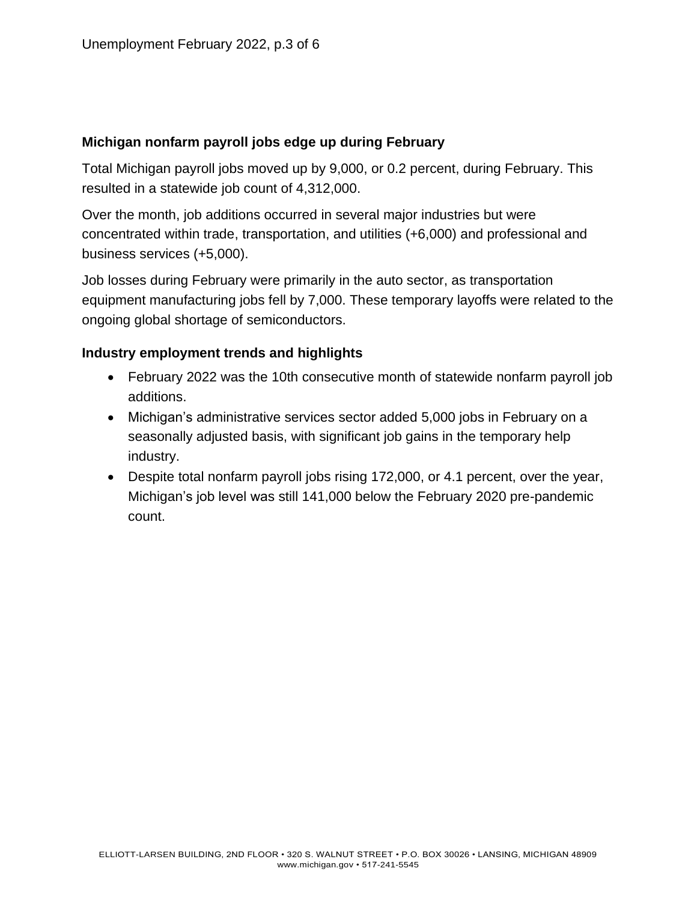## Michigan nonfarm payroll jobs edge up during February

Total Michigan payroll jobs moved up by 9,000, or 0.2 percent, during February. This resulted in a statewide job count of 4,312,000.

Over the month, job additions occurred in several major industries but were concentrated within trade, transportation, and utilities (+6,000) and professional and business services (+5,000).

Job losses during February were primarily in the auto sector, as transportation equipment manufacturing jobs fell by 7,000. These temporary layoffs were related to the ongoing global shortage of semiconductors.

## Industry employment trends and highlights

- February 2022 was the 10th consecutive month of statewide nonfarm payroll job additions.
- Michigan's administrative services sector added 5,000 jobs in February on a seasonally adjusted basis, with significant job gains in the temporary help industry.
- Despite total nonfarm payroll jobs rising 172,000, or 4.1 percent, over the year, Michigan's job level was still 141,000 below the February 2020 pre-pandemic count.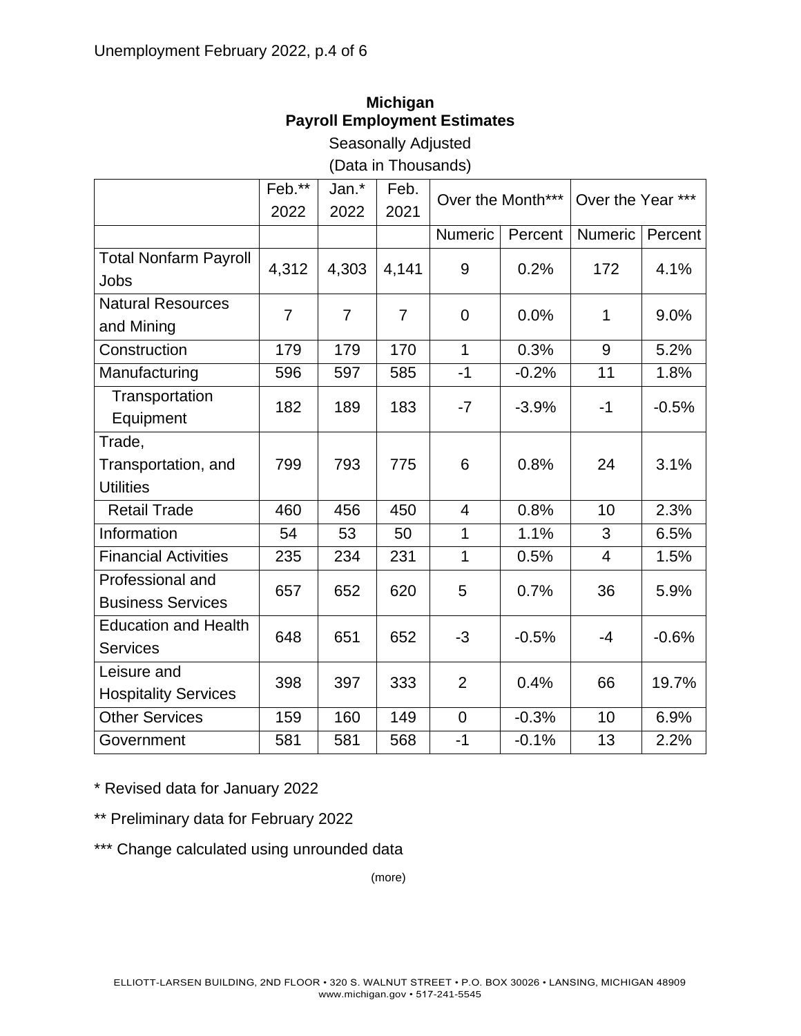**Michigan**
**Payroll Employment Estimates**

Seasonally Adjusted

(Data in Thousands)

| | Feb.** 2022 | Jan.* 2022 | Feb. 2021 | Over the Month*** | | Over the Year *** | |
|---|---|---|---|---|---|---|---|
| | | | | Numeric | Percent | Numeric | Percent |
| Total Nonfarm Payroll Jobs | 4,312 | 4,303 | 4,141 | 9 | 0.2% | 172 | 4.1% |
| Natural Resources and Mining | 7 | 7 | 7 | 0 | 0.0% | 1 | 9.0% |
| Construction | 179 | 179 | 170 | 1 | 0.3% | 9 | 5.2% |
| Manufacturing | 596 | 597 | 585 | -1 | -0.2% | 11 | 1.8% |
| Transportation Equipment | 182 | 189 | 183 | -7 | -3.9% | -1 | -0.5% |
| Trade, Transportation, and Utilities | 799 | 793 | 775 | 6 | 0.8% | 24 | 3.1% |
| Retail Trade | 460 | 456 | 450 | 4 | 0.8% | 10 | 2.3% |
| Information | 54 | 53 | 50 | 1 | 1.1% | 3 | 6.5% |
| Financial Activities | 235 | 234 | 231 | 1 | 0.5% | 4 | 1.5% |
| Professional and Business Services | 657 | 652 | 620 | 5 | 0.7% | 36 | 5.9% |
| Education and Health Services | 648 | 651 | 652 | -3 | -0.5% | -4 | -0.6% |
| Leisure and Hospitality Services | 398 | 397 | 333 | 2 | 0.4% | 66 | 19.7% |
| Other Services | 159 | 160 | 149 | 0 | -0.3% | 10 | 6.9% |
| Government | 581 | 581 | 568 | -1 | -0.1% | 13 | 2.2% |

* Revised data for January 2022

** Preliminary data for February 2022

*** Change calculated using unrounded data

(more)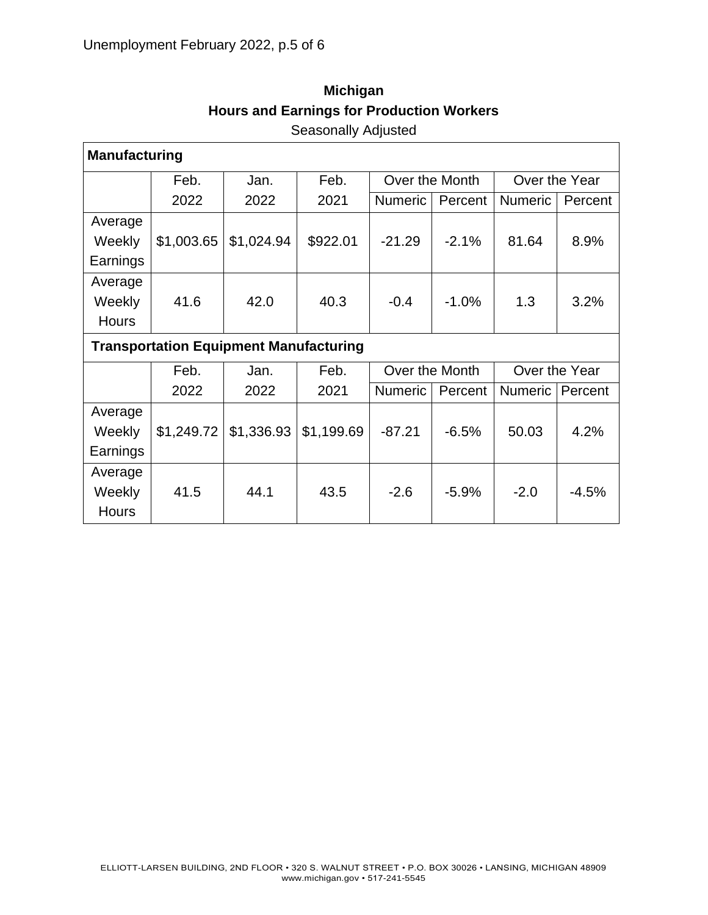## Michigan

### Hours and Earnings for Production Workers

Seasonally Adjusted

| Manufacturing | | | | | | | |
|---|---|---|---|---|---|---|---|
| | Feb. 2022 | Jan. 2022 | Feb. 2021 | Over the Month | | Over the Year | |
| | | | | Numeric | Percent | Numeric | Percent |
| Average Weekly Earnings | $1,003.65 | $1,024.94 | $922.01 | -21.29 | -2.1% | 81.64 | 8.9% |
| Average Weekly Hours | 41.6 | 42.0 | 40.3 | -0.4 | -1.0% | 1.3 | 3.2% |
| **Transportation Equipment Manufacturing** | | | | | | | |
| | Feb. 2022 | Jan. 2022 | Feb. 2021 | Over the Month | | Over the Year | |
| | | | | Numeric | Percent | Numeric | Percent |
| Average Weekly Earnings | $1,249.72 | $1,336.93 | $1,199.69 | -87.21 | -6.5% | 50.03 | 4.2% |
| Average Weekly Hours | 41.5 | 44.1 | 43.5 | -2.6 | -5.9% | -2.0 | -4.5% |

ELLIOTT-LARSEN BUILDING, 2ND FLOOR • 320 S. WALNUT STREET • P.O. BOX 30026 • LANSING, MICHIGAN 48909
www.michigan.gov • 517-241-5545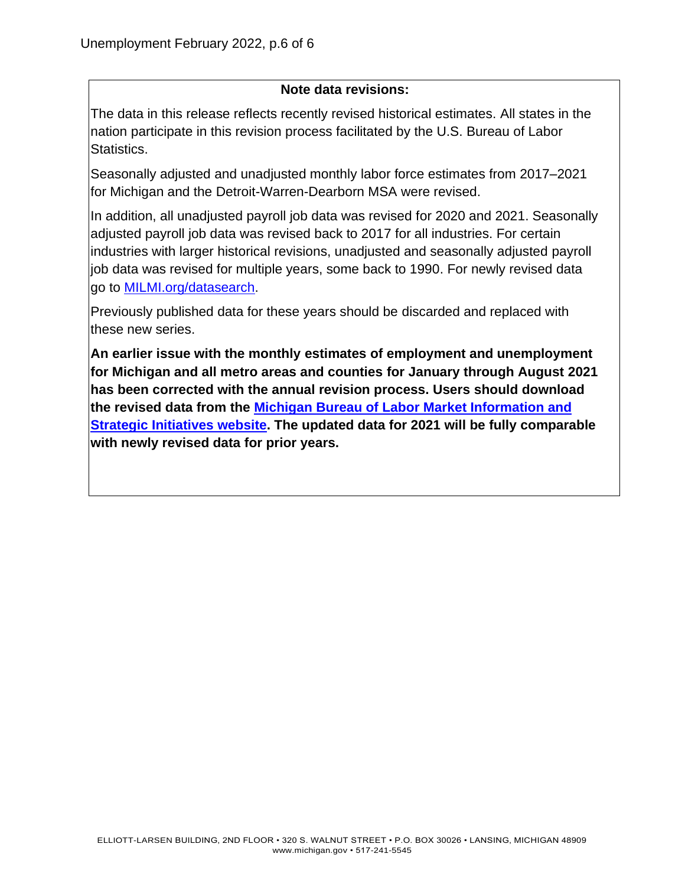**Note data revisions:**

The data in this release reflects recently revised historical estimates. All states in the nation participate in this revision process facilitated by the U.S. Bureau of Labor Statistics.

Seasonally adjusted and unadjusted monthly labor force estimates from 2017–2021 for Michigan and the Detroit-Warren-Dearborn MSA were revised.

In addition, all unadjusted payroll job data was revised for 2020 and 2021. Seasonally adjusted payroll job data was revised back to 2017 for all industries. For certain industries with larger historical revisions, unadjusted and seasonally adjusted payroll job data was revised for multiple years, some back to 1990. For newly revised data go to [MILMI.org/datasearch](MILMI.org/datasearch).

Previously published data for these years should be discarded and replaced with these new series.

**An earlier issue with the monthly estimates of employment and unemployment for Michigan and all metro areas and counties for January through August 2021 has been corrected with the annual revision process. Users should download the revised data from the Michigan Bureau of Labor Market Information and Strategic Initiatives website. The updated data for 2021 will be fully comparable with newly revised data for prior years.**

ELLIOTT-LARSEN BUILDING, 2ND FLOOR • 320 S. WALNUT STREET • P.O. BOX 30026 • LANSING, MICHIGAN 48909
www.michigan.gov • 517-241-5545